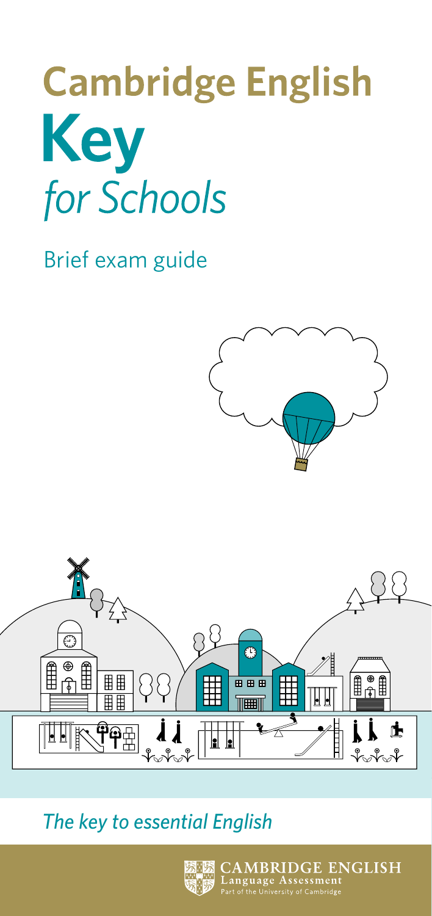# Cambridge English **Key** *for Schools*

Brief exam guide

*The key to essential English*

CAMBRIDGE ENGLISH
Language Assessment
Part of the University of Cambridge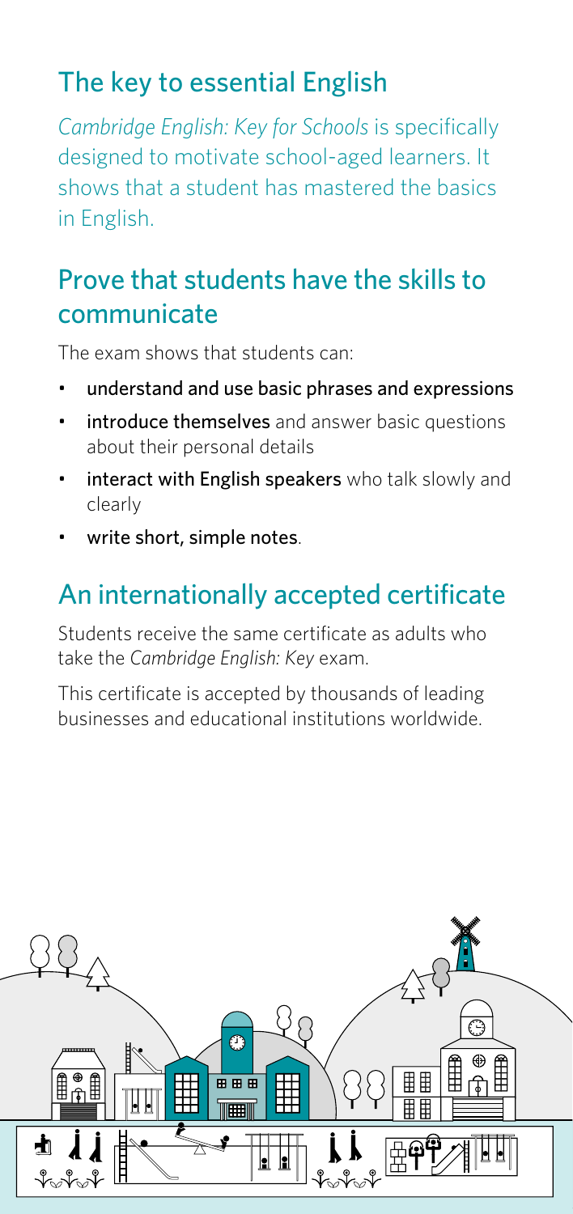## The key to essential English

*Cambridge English: Key for Schools* is specifically designed to motivate school-aged learners. It shows that a student has mastered the basics in English.

## Prove that students have the skills to communicate

The exam shows that students can:

- **understand and use basic phrases and expressions**
- **introduce themselves** and answer basic questions about their personal details
- **interact with English speakers** who talk slowly and clearly
- **write short, simple notes**.

## An internationally accepted certificate

Students receive the same certificate as adults who take the *Cambridge English: Key* exam.

This certificate is accepted by thousands of leading businesses and educational institutions worldwide.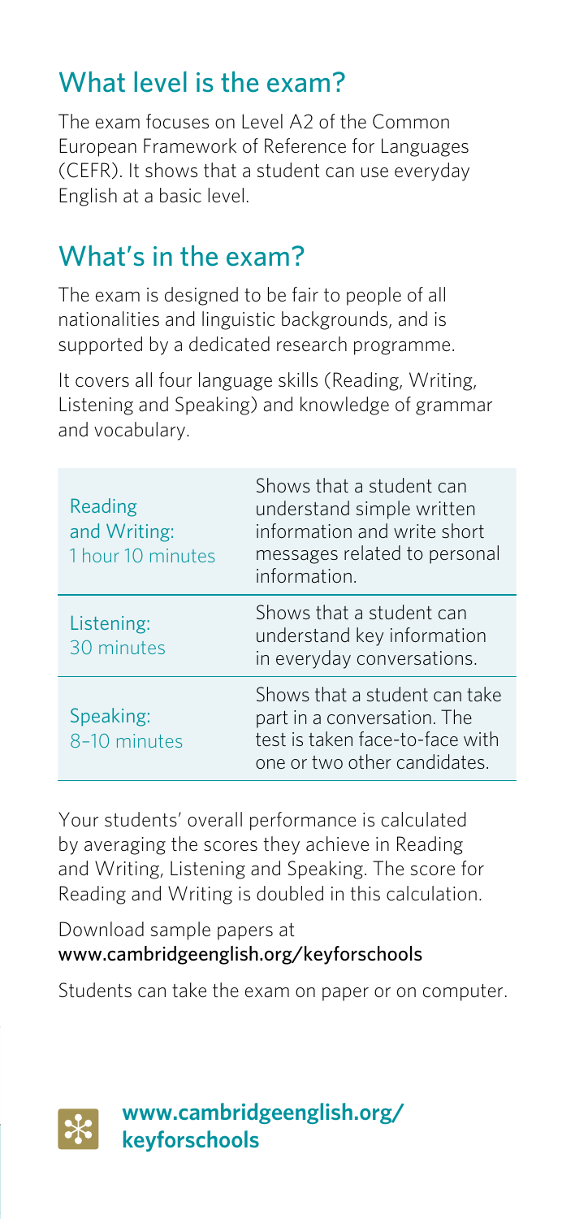## What level is the exam?

The exam focuses on Level A2 of the Common European Framework of Reference for Languages (CEFR). It shows that a student can use everyday English at a basic level.

## What's in the exam?

The exam is designed to be fair to people of all nationalities and linguistic backgrounds, and is supported by a dedicated research programme.

It covers all four language skills (Reading, Writing, Listening and Speaking) and knowledge of grammar and vocabulary.

| | |
|---|---|
| Reading and Writing: 1 hour 10 minutes | Shows that a student can understand simple written information and write short messages related to personal information. |
| Listening: 30 minutes | Shows that a student can understand key information in everyday conversations. |
| Speaking: 8–10 minutes | Shows that a student can take part in a conversation. The test is taken face-to-face with one or two other candidates. |

Your students' overall performance is calculated by averaging the scores they achieve in Reading and Writing, Listening and Speaking. The score for Reading and Writing is doubled in this calculation.

Download sample papers at
www.cambridgeenglish.org/keyforschools

Students can take the exam on paper or on computer.

**www.cambridgeenglish.org/keyforschools**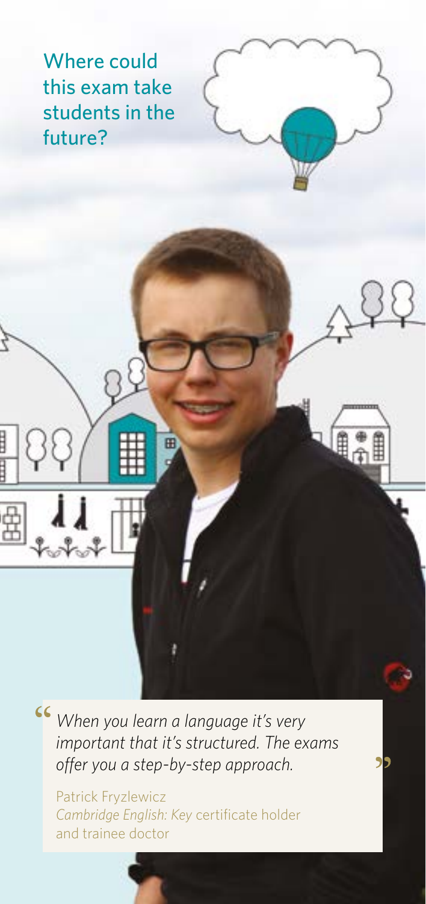## Where could this exam take students in the future?

> *When you learn a language it's very important that it's structured. The exams offer you a step-by-step approach.*
>
> Patrick Fryzlewicz
> *Cambridge English: Key* certificate holder and trainee doctor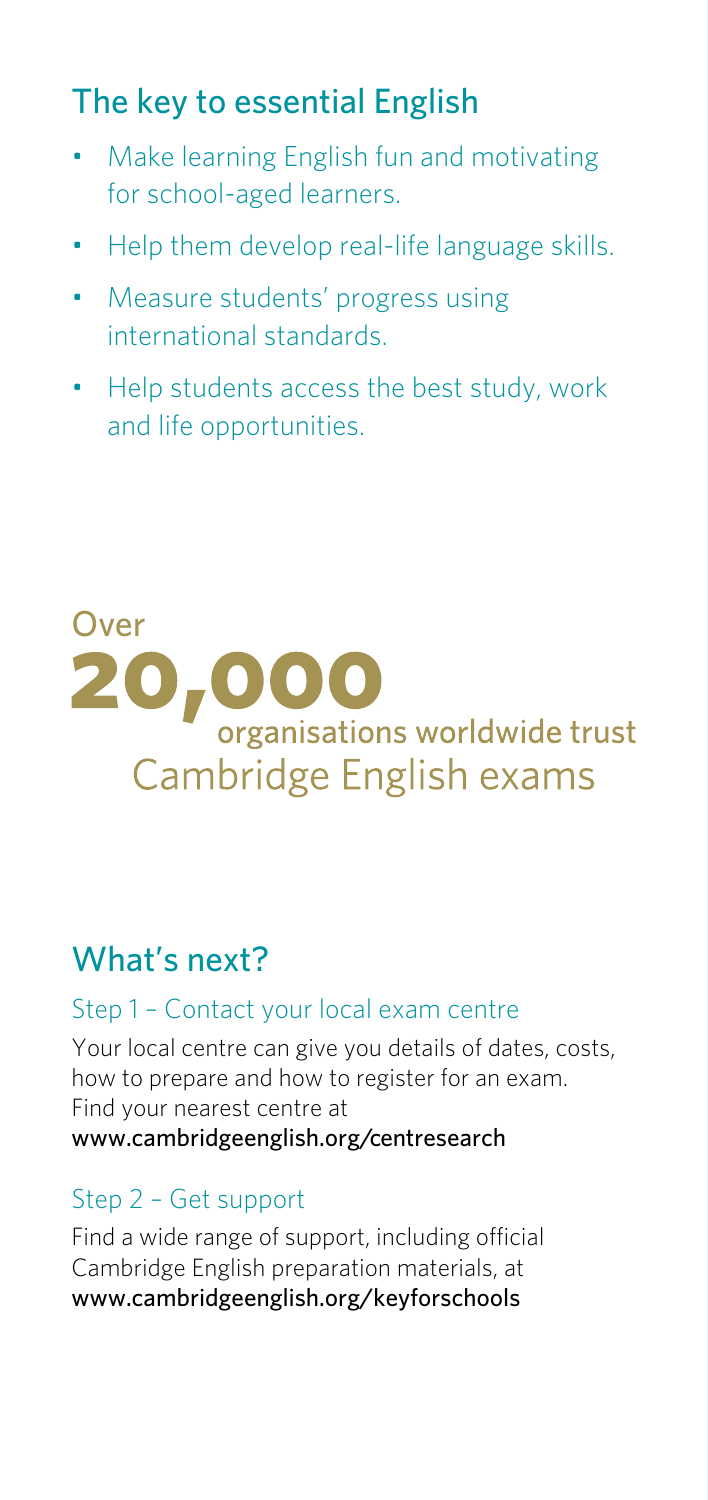## The key to essential English

- Make learning English fun and motivating for school-aged learners.
- Help them develop real-life language skills.
- Measure students' progress using international standards.
- Help students access the best study, work and life opportunities.

Over **20,000** organisations worldwide trust Cambridge English exams

## What's next?

### Step 1 – Contact your local exam centre

Your local centre can give you details of dates, costs, how to prepare and how to register for an exam. Find your nearest centre at **www.cambridgeenglish.org/centresearch**

### Step 2 – Get support

Find a wide range of support, including official Cambridge English preparation materials, at **www.cambridgeenglish.org/keyforschools**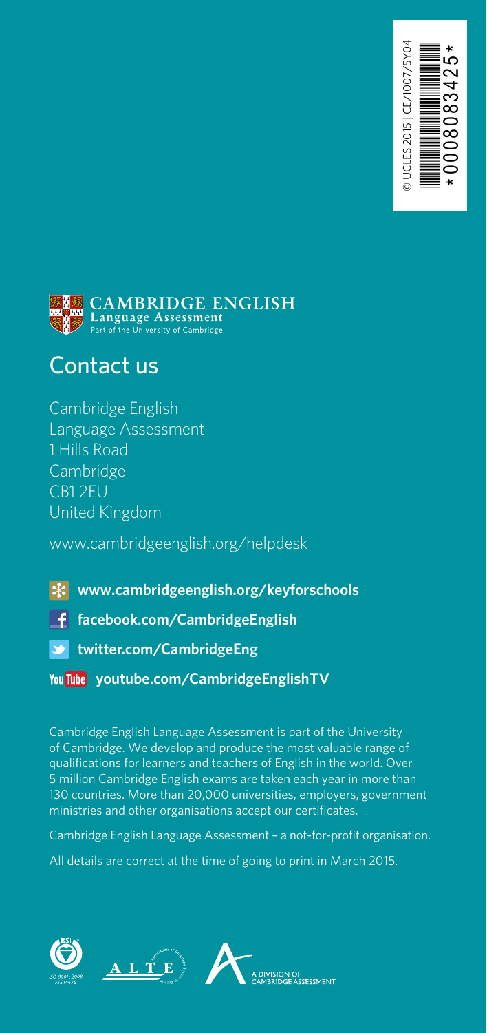© UCLES 2015 | CE/1007/5Y04

*0008083425*

CAMBRIDGE ENGLISH
Language Assessment
Part of the University of Cambridge

## Contact us

Cambridge English
Language Assessment
1 Hills Road
Cambridge
CB1 2EU
United Kingdom

www.cambridgeenglish.org/helpdesk

**www.cambridgeenglish.org/keyforschools**

**facebook.com/CambridgeEnglish**

**twitter.com/CambridgeEng**

**youtube.com/CambridgeEnglishTV**

Cambridge English Language Assessment is part of the University of Cambridge. We develop and produce the most valuable range of qualifications for learners and teachers of English in the world. Over 5 million Cambridge English exams are taken each year in more than 130 countries. More than 20,000 universities, employers, government ministries and other organisations accept our certificates.

Cambridge English Language Assessment – a not-for-profit organisation.

All details are correct at the time of going to print in March 2015.

ISO 9001 : 2008 FS514675

ALTE

A DIVISION OF CAMBRIDGE ASSESSMENT